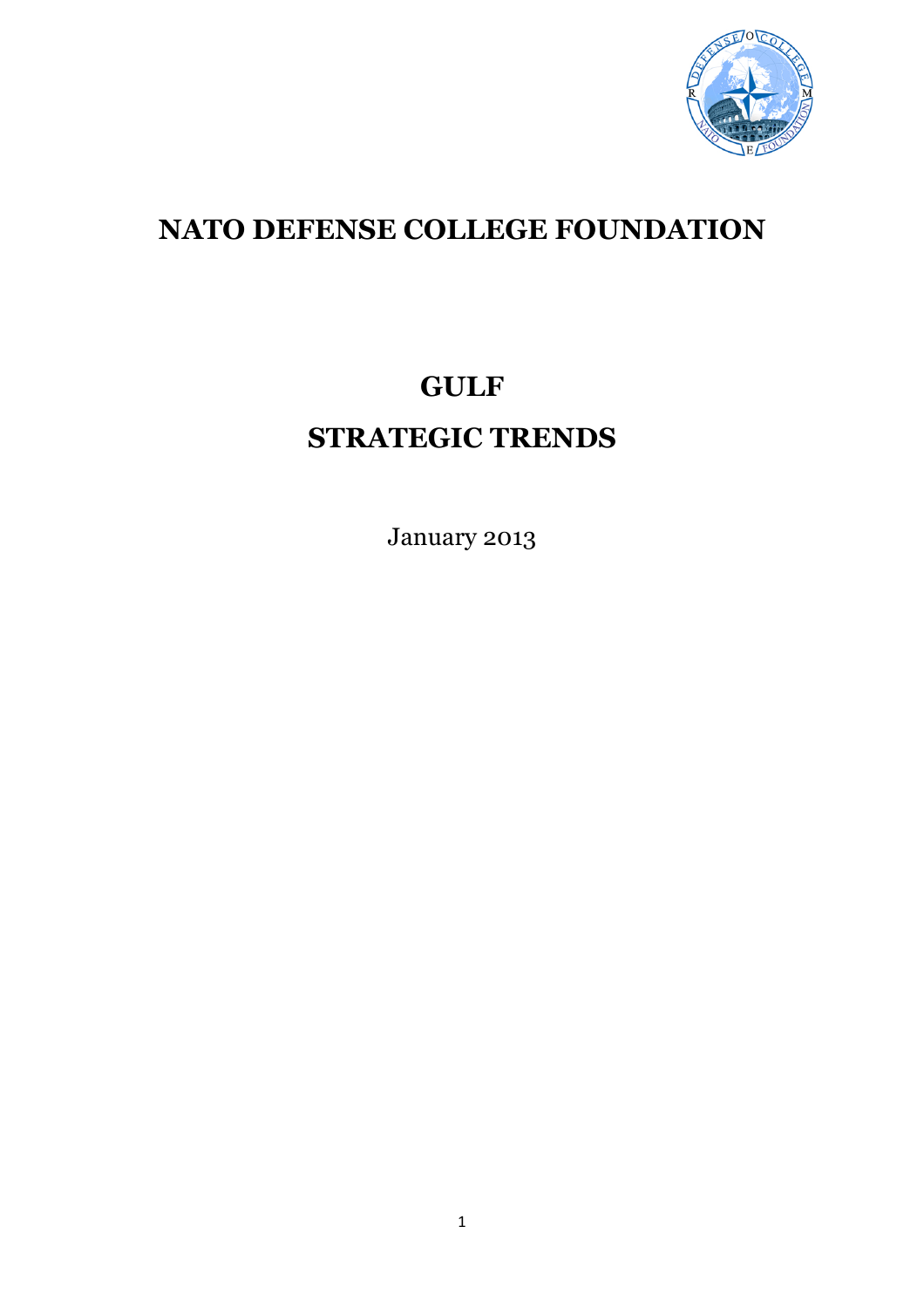# NATO DEFENSE COLLEGE FOUNDATION

# GULF

# STRATEGIC TRENDS

January 2013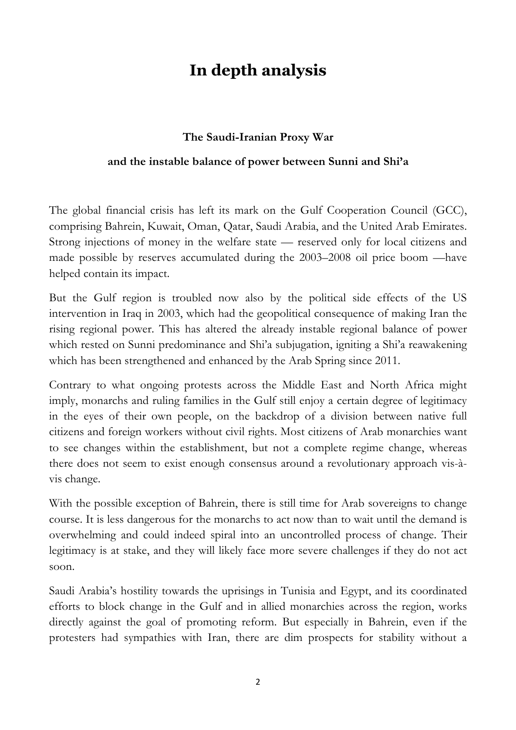# In depth analysis

**The Saudi-Iranian Proxy War**

**and the instable balance of power between Sunni and Shi'a**

The global financial crisis has left its mark on the Gulf Cooperation Council (GCC), comprising Bahrein, Kuwait, Oman, Qatar, Saudi Arabia, and the United Arab Emirates. Strong injections of money in the welfare state — reserved only for local citizens and made possible by reserves accumulated during the 2003–2008 oil price boom —have helped contain its impact.

But the Gulf region is troubled now also by the political side effects of the US intervention in Iraq in 2003, which had the geopolitical consequence of making Iran the rising regional power. This has altered the already instable regional balance of power which rested on Sunni predominance and Shi'a subjugation, igniting a Shi'a reawakening which has been strengthened and enhanced by the Arab Spring since 2011.

Contrary to what ongoing protests across the Middle East and North Africa might imply, monarchs and ruling families in the Gulf still enjoy a certain degree of legitimacy in the eyes of their own people, on the backdrop of a division between native full citizens and foreign workers without civil rights. Most citizens of Arab monarchies want to see changes within the establishment, but not a complete regime change, whereas there does not seem to exist enough consensus around a revolutionary approach vis-à-vis change.

With the possible exception of Bahrein, there is still time for Arab sovereigns to change course. It is less dangerous for the monarchs to act now than to wait until the demand is overwhelming and could indeed spiral into an uncontrolled process of change. Their legitimacy is at stake, and they will likely face more severe challenges if they do not act soon.

Saudi Arabia's hostility towards the uprisings in Tunisia and Egypt, and its coordinated efforts to block change in the Gulf and in allied monarchies across the region, works directly against the goal of promoting reform. But especially in Bahrein, even if the protesters had sympathies with Iran, there are dim prospects for stability without a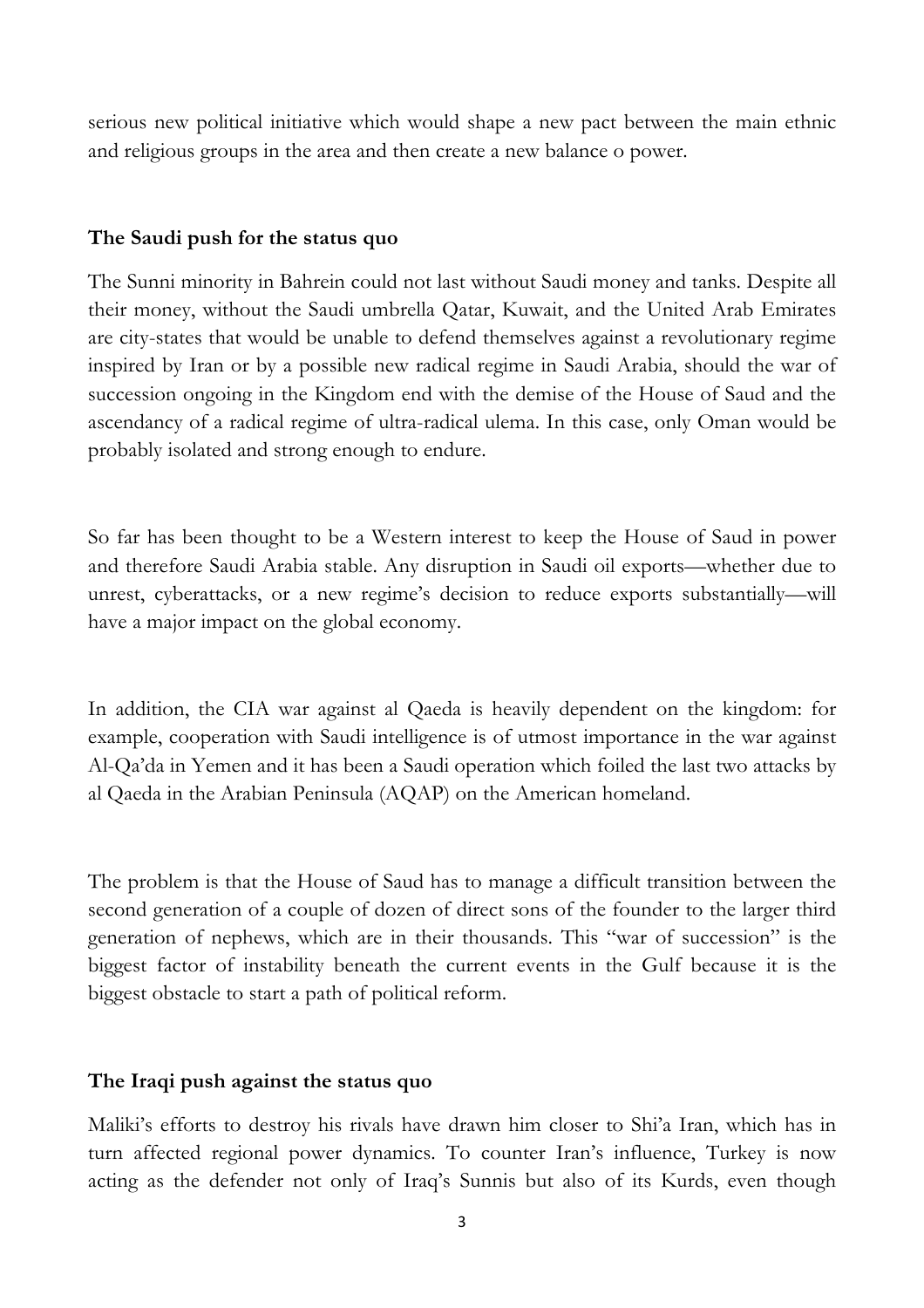serious new political initiative which would shape a new pact between the main ethnic and religious groups in the area and then create a new balance o power.

### The Saudi push for the status quo

The Sunni minority in Bahrein could not last without Saudi money and tanks. Despite all their money, without the Saudi umbrella Qatar, Kuwait, and the United Arab Emirates are city-states that would be unable to defend themselves against a revolutionary regime inspired by Iran or by a possible new radical regime in Saudi Arabia, should the war of succession ongoing in the Kingdom end with the demise of the House of Saud and the ascendancy of a radical regime of ultra-radical ulema. In this case, only Oman would be probably isolated and strong enough to endure.

So far has been thought to be a Western interest to keep the House of Saud in power and therefore Saudi Arabia stable. Any disruption in Saudi oil exports—whether due to unrest, cyberattacks, or a new regime's decision to reduce exports substantially—will have a major impact on the global economy.

In addition, the CIA war against al Qaeda is heavily dependent on the kingdom: for example, cooperation with Saudi intelligence is of utmost importance in the war against Al-Qa'da in Yemen and it has been a Saudi operation which foiled the last two attacks by al Qaeda in the Arabian Peninsula (AQAP) on the American homeland.

The problem is that the House of Saud has to manage a difficult transition between the second generation of a couple of dozen of direct sons of the founder to the larger third generation of nephews, which are in their thousands. This "war of succession" is the biggest factor of instability beneath the current events in the Gulf because it is the biggest obstacle to start a path of political reform.

### The Iraqi push against the status quo

Maliki's efforts to destroy his rivals have drawn him closer to Shi'a Iran, which has in turn affected regional power dynamics. To counter Iran's influence, Turkey is now acting as the defender not only of Iraq's Sunnis but also of its Kurds, even though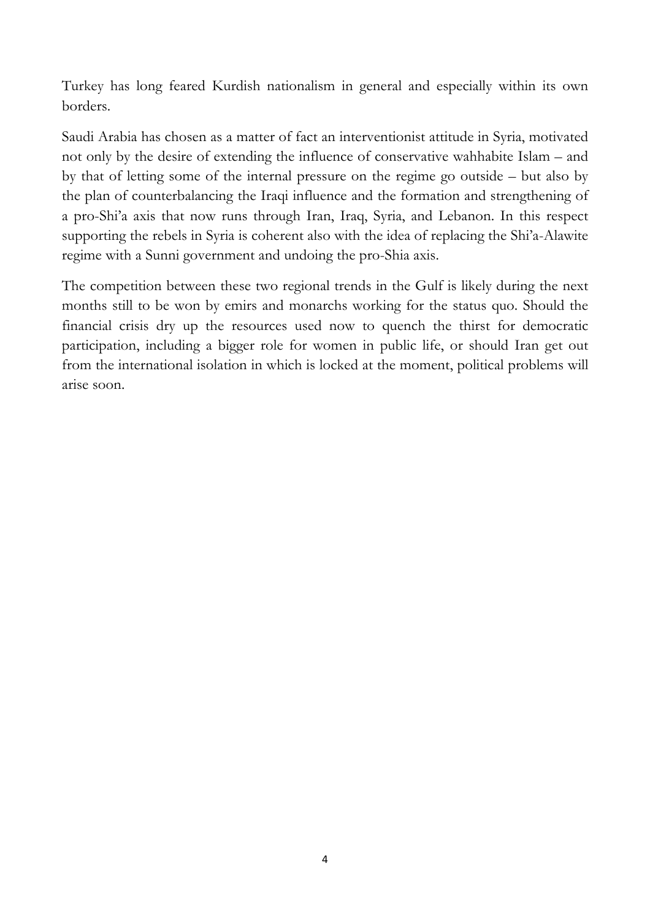Turkey has long feared Kurdish nationalism in general and especially within its own borders.

Saudi Arabia has chosen as a matter of fact an interventionist attitude in Syria, motivated not only by the desire of extending the influence of conservative wahhabite Islam – and by that of letting some of the internal pressure on the regime go outside – but also by the plan of counterbalancing the Iraqi influence and the formation and strengthening of a pro-Shi'a axis that now runs through Iran, Iraq, Syria, and Lebanon. In this respect supporting the rebels in Syria is coherent also with the idea of replacing the Shi'a-Alawite regime with a Sunni government and undoing the pro-Shia axis.

The competition between these two regional trends in the Gulf is likely during the next months still to be won by emirs and monarchs working for the status quo. Should the financial crisis dry up the resources used now to quench the thirst for democratic participation, including a bigger role for women in public life, or should Iran get out from the international isolation in which is locked at the moment, political problems will arise soon.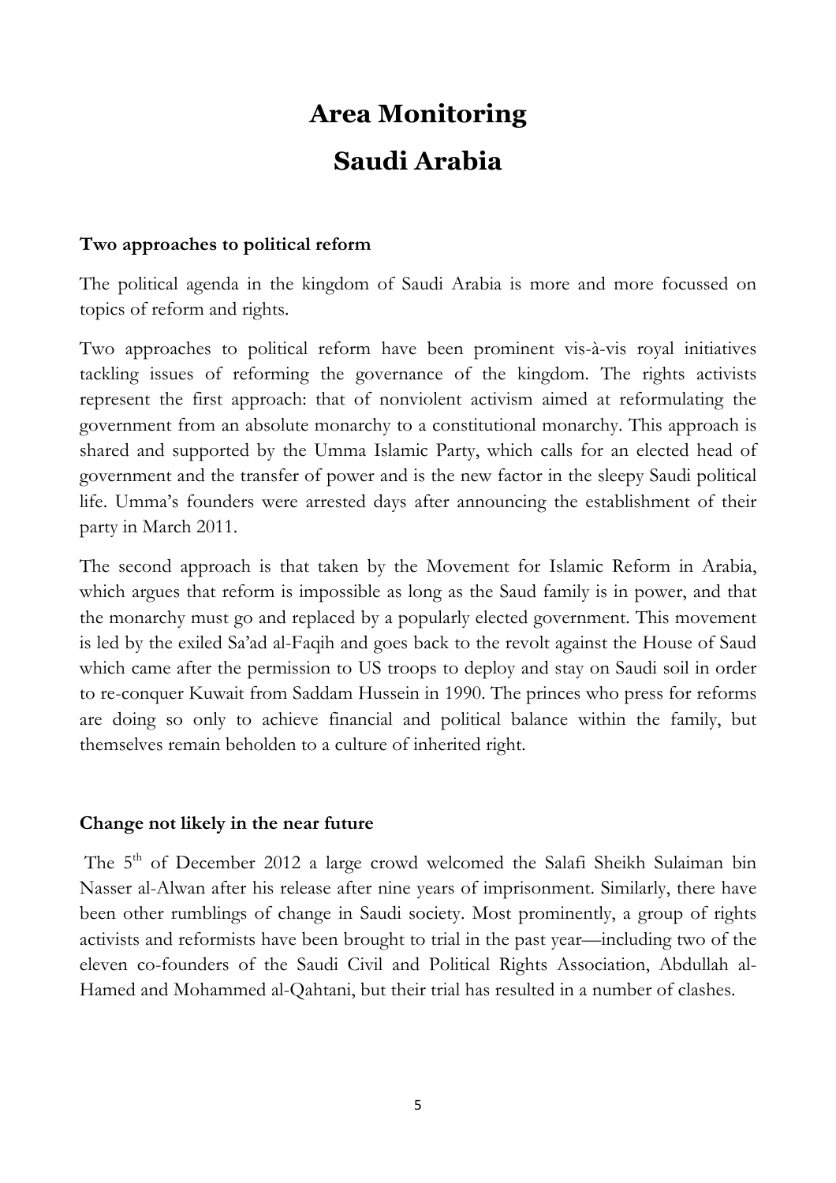# Area Monitoring

# Saudi Arabia

## Two approaches to political reform

The political agenda in the kingdom of Saudi Arabia is more and more focussed on topics of reform and rights.

Two approaches to political reform have been prominent vis-à-vis royal initiatives tackling issues of reforming the governance of the kingdom. The rights activists represent the first approach: that of nonviolent activism aimed at reformulating the government from an absolute monarchy to a constitutional monarchy. This approach is shared and supported by the Umma Islamic Party, which calls for an elected head of government and the transfer of power and is the new factor in the sleepy Saudi political life. Umma's founders were arrested days after announcing the establishment of their party in March 2011.

The second approach is that taken by the Movement for Islamic Reform in Arabia, which argues that reform is impossible as long as the Saud family is in power, and that the monarchy must go and replaced by a popularly elected government. This movement is led by the exiled Sa'ad al-Faqih and goes back to the revolt against the House of Saud which came after the permission to US troops to deploy and stay on Saudi soil in order to re-conquer Kuwait from Saddam Hussein in 1990. The princes who press for reforms are doing so only to achieve financial and political balance within the family, but themselves remain beholden to a culture of inherited right.

## Change not likely in the near future

The 5th of December 2012 a large crowd welcomed the Salafi Sheikh Sulaiman bin Nasser al-Alwan after his release after nine years of imprisonment. Similarly, there have been other rumblings of change in Saudi society. Most prominently, a group of rights activists and reformists have been brought to trial in the past year—including two of the eleven co-founders of the Saudi Civil and Political Rights Association, Abdullah al-Hamed and Mohammed al-Qahtani, but their trial has resulted in a number of clashes.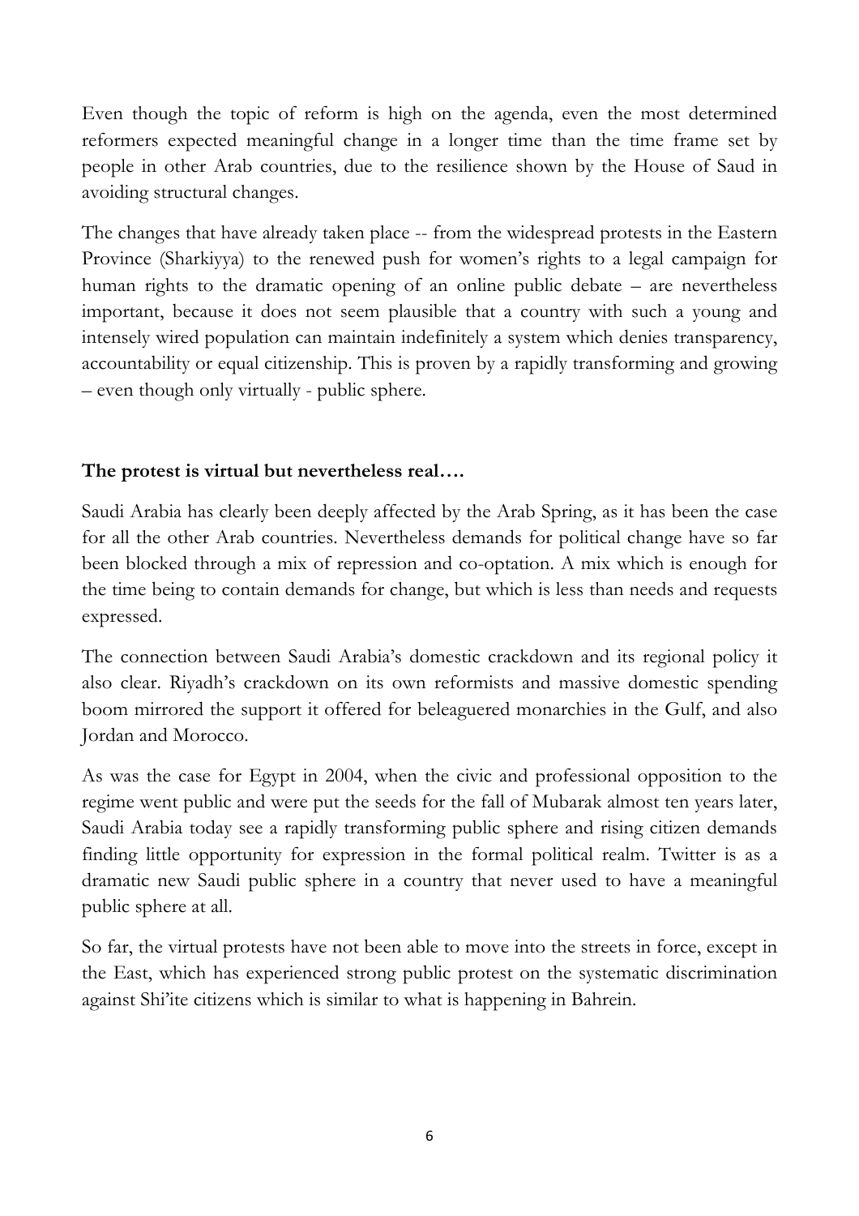Even though the topic of reform is high on the agenda, even the most determined reformers expected meaningful change in a longer time than the time frame set by people in other Arab countries, due to the resilience shown by the House of Saud in avoiding structural changes.

The changes that have already taken place -- from the widespread protests in the Eastern Province (Sharkiyya) to the renewed push for women's rights to a legal campaign for human rights to the dramatic opening of an online public debate – are nevertheless important, because it does not seem plausible that a country with such a young and intensely wired population can maintain indefinitely a system which denies transparency, accountability or equal citizenship. This is proven by a rapidly transforming and growing – even though only virtually - public sphere.

**The protest is virtual but nevertheless real….**

Saudi Arabia has clearly been deeply affected by the Arab Spring, as it has been the case for all the other Arab countries. Nevertheless demands for political change have so far been blocked through a mix of repression and co-optation. A mix which is enough for the time being to contain demands for change, but which is less than needs and requests expressed.

The connection between Saudi Arabia's domestic crackdown and its regional policy it also clear. Riyadh's crackdown on its own reformists and massive domestic spending boom mirrored the support it offered for beleaguered monarchies in the Gulf, and also Jordan and Morocco.

As was the case for Egypt in 2004, when the civic and professional opposition to the regime went public and were put the seeds for the fall of Mubarak almost ten years later, Saudi Arabia today see a rapidly transforming public sphere and rising citizen demands finding little opportunity for expression in the formal political realm. Twitter is as a dramatic new Saudi public sphere in a country that never used to have a meaningful public sphere at all.

So far, the virtual protests have not been able to move into the streets in force, except in the East, which has experienced strong public protest on the systematic discrimination against Shi'ite citizens which is similar to what is happening in Bahrein.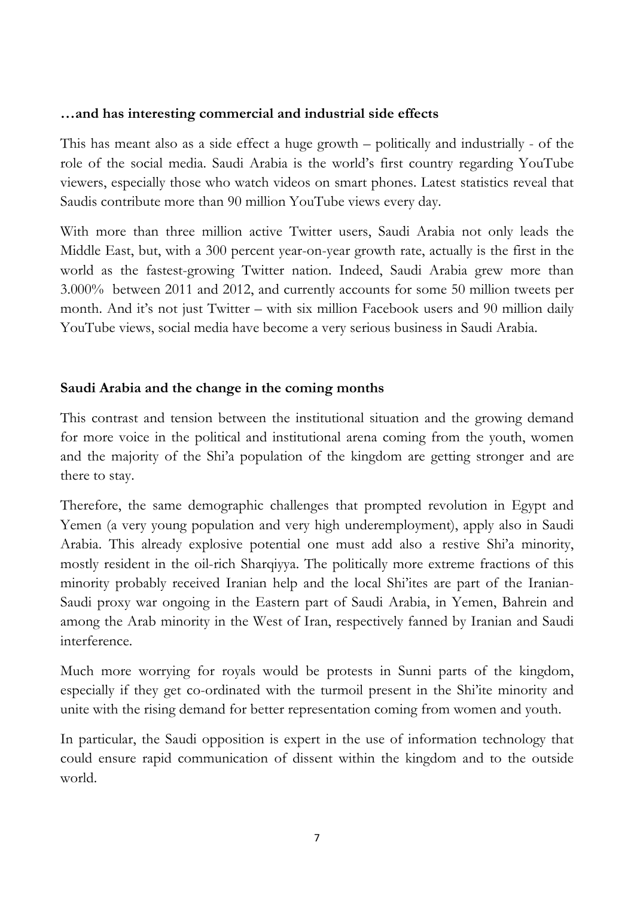**…and has interesting commercial and industrial side effects**

This has meant also as a side effect a huge growth – politically and industrially - of the role of the social media. Saudi Arabia is the world's first country regarding YouTube viewers, especially those who watch videos on smart phones. Latest statistics reveal that Saudis contribute more than 90 million YouTube views every day.

With more than three million active Twitter users, Saudi Arabia not only leads the Middle East, but, with a 300 percent year-on-year growth rate, actually is the first in the world as the fastest-growing Twitter nation. Indeed, Saudi Arabia grew more than 3.000% between 2011 and 2012, and currently accounts for some 50 million tweets per month. And it's not just Twitter – with six million Facebook users and 90 million daily YouTube views, social media have become a very serious business in Saudi Arabia.

**Saudi Arabia and the change in the coming months**

This contrast and tension between the institutional situation and the growing demand for more voice in the political and institutional arena coming from the youth, women and the majority of the Shi'a population of the kingdom are getting stronger and are there to stay.

Therefore, the same demographic challenges that prompted revolution in Egypt and Yemen (a very young population and very high underemployment), apply also in Saudi Arabia. This already explosive potential one must add also a restive Shi'a minority, mostly resident in the oil-rich Sharqiyya. The politically more extreme fractions of this minority probably received Iranian help and the local Shi'ites are part of the Iranian-Saudi proxy war ongoing in the Eastern part of Saudi Arabia, in Yemen, Bahrein and among the Arab minority in the West of Iran, respectively fanned by Iranian and Saudi interference.

Much more worrying for royals would be protests in Sunni parts of the kingdom, especially if they get co-ordinated with the turmoil present in the Shi'ite minority and unite with the rising demand for better representation coming from women and youth.

In particular, the Saudi opposition is expert in the use of information technology that could ensure rapid communication of dissent within the kingdom and to the outside world.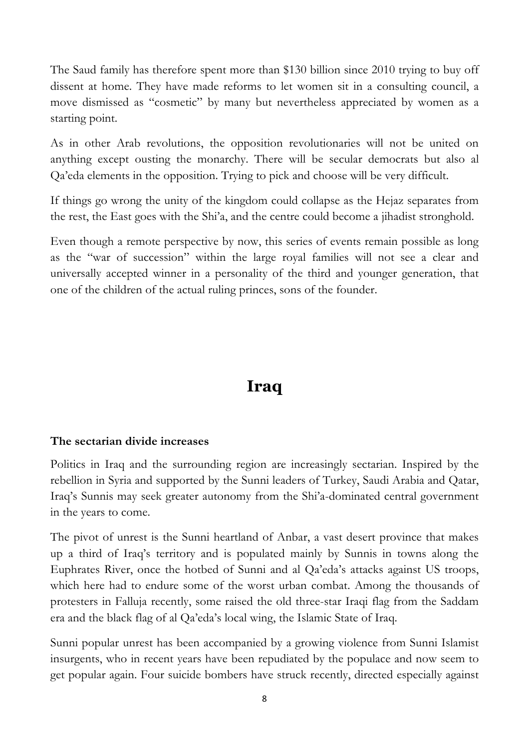The Saud family has therefore spent more than $130 billion since 2010 trying to buy off dissent at home. They have made reforms to let women sit in a consulting council, a move dismissed as "cosmetic" by many but nevertheless appreciated by women as a starting point.

As in other Arab revolutions, the opposition revolutionaries will not be united on anything except ousting the monarchy. There will be secular democrats but also al Qa'eda elements in the opposition. Trying to pick and choose will be very difficult.

If things go wrong the unity of the kingdom could collapse as the Hejaz separates from the rest, the East goes with the Shi'a, and the centre could become a jihadist stronghold.

Even though a remote perspective by now, this series of events remain possible as long as the "war of succession" within the large royal families will not see a clear and universally accepted winner in a personality of the third and younger generation, that one of the children of the actual ruling princes, sons of the founder.

# Iraq

**The sectarian divide increases**

Politics in Iraq and the surrounding region are increasingly sectarian. Inspired by the rebellion in Syria and supported by the Sunni leaders of Turkey, Saudi Arabia and Qatar, Iraq's Sunnis may seek greater autonomy from the Shi'a-dominated central government in the years to come.

The pivot of unrest is the Sunni heartland of Anbar, a vast desert province that makes up a third of Iraq's territory and is populated mainly by Sunnis in towns along the Euphrates River, once the hotbed of Sunni and al Qa'eda's attacks against US troops, which here had to endure some of the worst urban combat. Among the thousands of protesters in Falluja recently, some raised the old three-star Iraqi flag from the Saddam era and the black flag of al Qa'eda's local wing, the Islamic State of Iraq.

Sunni popular unrest has been accompanied by a growing violence from Sunni Islamist insurgents, who in recent years have been repudiated by the populace and now seem to get popular again. Four suicide bombers have struck recently, directed especially against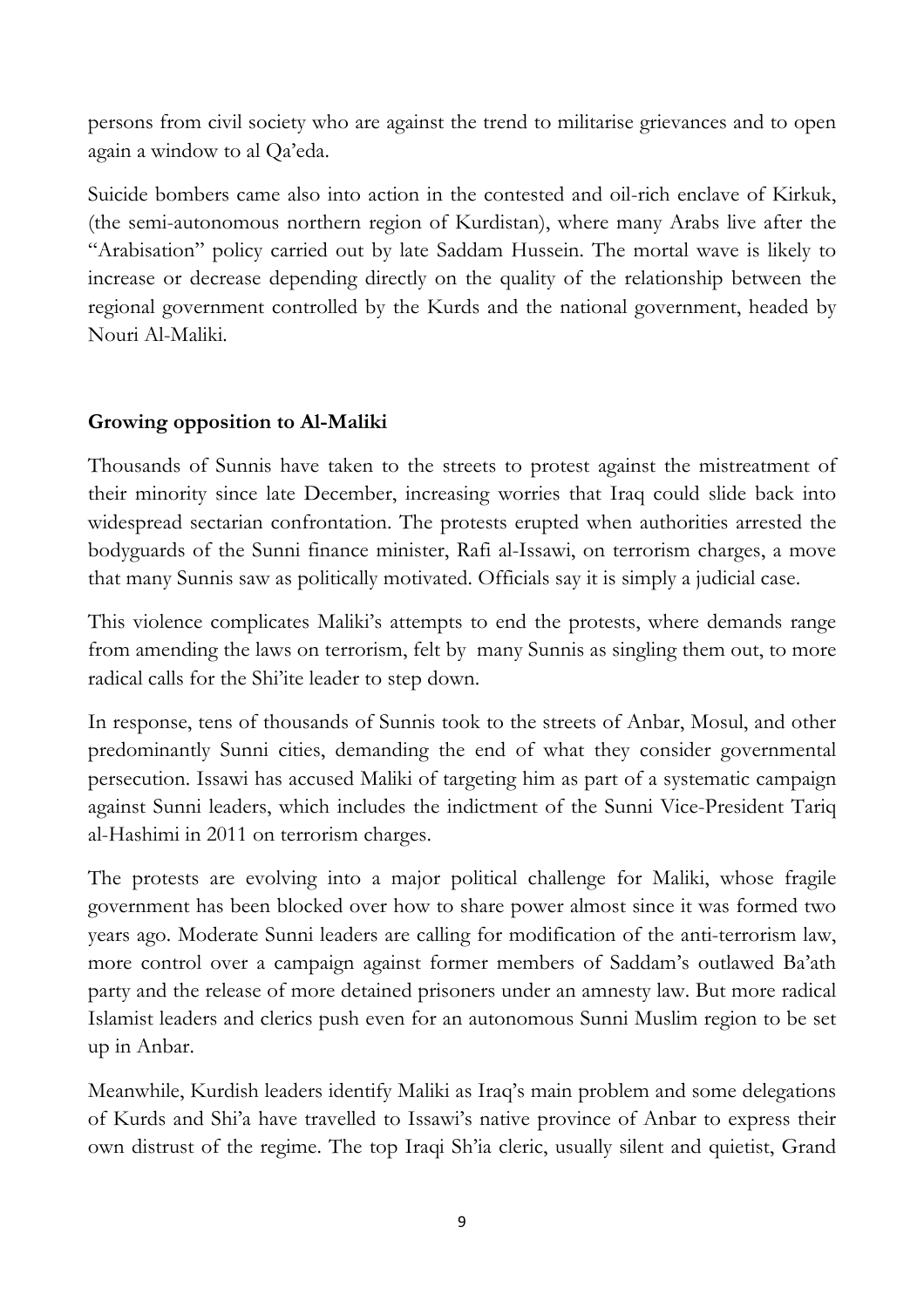persons from civil society who are against the trend to militarise grievances and to open again a window to al Qa'eda.

Suicide bombers came also into action in the contested and oil-rich enclave of Kirkuk, (the semi-autonomous northern region of Kurdistan), where many Arabs live after the "Arabisation" policy carried out by late Saddam Hussein. The mortal wave is likely to increase or decrease depending directly on the quality of the relationship between the regional government controlled by the Kurds and the national government, headed by Nouri Al-Maliki.

**Growing opposition to Al-Maliki**

Thousands of Sunnis have taken to the streets to protest against the mistreatment of their minority since late December, increasing worries that Iraq could slide back into widespread sectarian confrontation. The protests erupted when authorities arrested the bodyguards of the Sunni finance minister, Rafi al-Issawi, on terrorism charges, a move that many Sunnis saw as politically motivated. Officials say it is simply a judicial case.

This violence complicates Maliki's attempts to end the protests, where demands range from amending the laws on terrorism, felt by many Sunnis as singling them out, to more radical calls for the Shi'ite leader to step down.

In response, tens of thousands of Sunnis took to the streets of Anbar, Mosul, and other predominantly Sunni cities, demanding the end of what they consider governmental persecution. Issawi has accused Maliki of targeting him as part of a systematic campaign against Sunni leaders, which includes the indictment of the Sunni Vice-President Tariq al-Hashimi in 2011 on terrorism charges.

The protests are evolving into a major political challenge for Maliki, whose fragile government has been blocked over how to share power almost since it was formed two years ago. Moderate Sunni leaders are calling for modification of the anti-terrorism law, more control over a campaign against former members of Saddam's outlawed Ba'ath party and the release of more detained prisoners under an amnesty law. But more radical Islamist leaders and clerics push even for an autonomous Sunni Muslim region to be set up in Anbar.

Meanwhile, Kurdish leaders identify Maliki as Iraq's main problem and some delegations of Kurds and Shi'a have travelled to Issawi's native province of Anbar to express their own distrust of the regime. The top Iraqi Sh'ia cleric, usually silent and quietist, Grand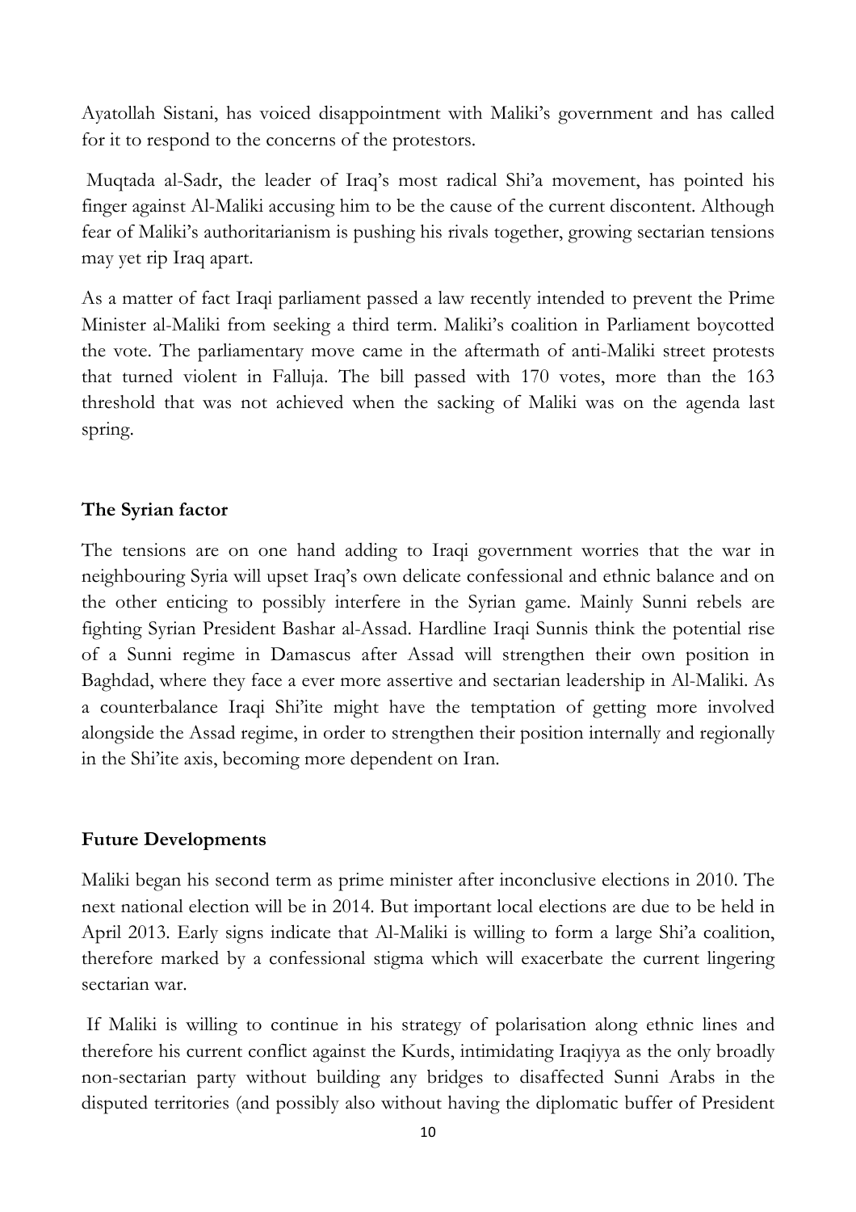Ayatollah Sistani, has voiced disappointment with Maliki's government and has called for it to respond to the concerns of the protestors.

Muqtada al-Sadr, the leader of Iraq's most radical Shi'a movement, has pointed his finger against Al-Maliki accusing him to be the cause of the current discontent. Although fear of Maliki's authoritarianism is pushing his rivals together, growing sectarian tensions may yet rip Iraq apart.

As a matter of fact Iraqi parliament passed a law recently intended to prevent the Prime Minister al-Maliki from seeking a third term. Maliki's coalition in Parliament boycotted the vote. The parliamentary move came in the aftermath of anti-Maliki street protests that turned violent in Falluja. The bill passed with 170 votes, more than the 163 threshold that was not achieved when the sacking of Maliki was on the agenda last spring.

**The Syrian factor**

The tensions are on one hand adding to Iraqi government worries that the war in neighbouring Syria will upset Iraq's own delicate confessional and ethnic balance and on the other enticing to possibly interfere in the Syrian game. Mainly Sunni rebels are fighting Syrian President Bashar al-Assad. Hardline Iraqi Sunnis think the potential rise of a Sunni regime in Damascus after Assad will strengthen their own position in Baghdad, where they face a ever more assertive and sectarian leadership in Al-Maliki. As a counterbalance Iraqi Shi'ite might have the temptation of getting more involved alongside the Assad regime, in order to strengthen their position internally and regionally in the Shi'ite axis, becoming more dependent on Iran.

**Future Developments**

Maliki began his second term as prime minister after inconclusive elections in 2010. The next national election will be in 2014. But important local elections are due to be held in April 2013. Early signs indicate that Al-Maliki is willing to form a large Shi'a coalition, therefore marked by a confessional stigma which will exacerbate the current lingering sectarian war.

If Maliki is willing to continue in his strategy of polarisation along ethnic lines and therefore his current conflict against the Kurds, intimidating Iraqiyya as the only broadly non-sectarian party without building any bridges to disaffected Sunni Arabs in the disputed territories (and possibly also without having the diplomatic buffer of President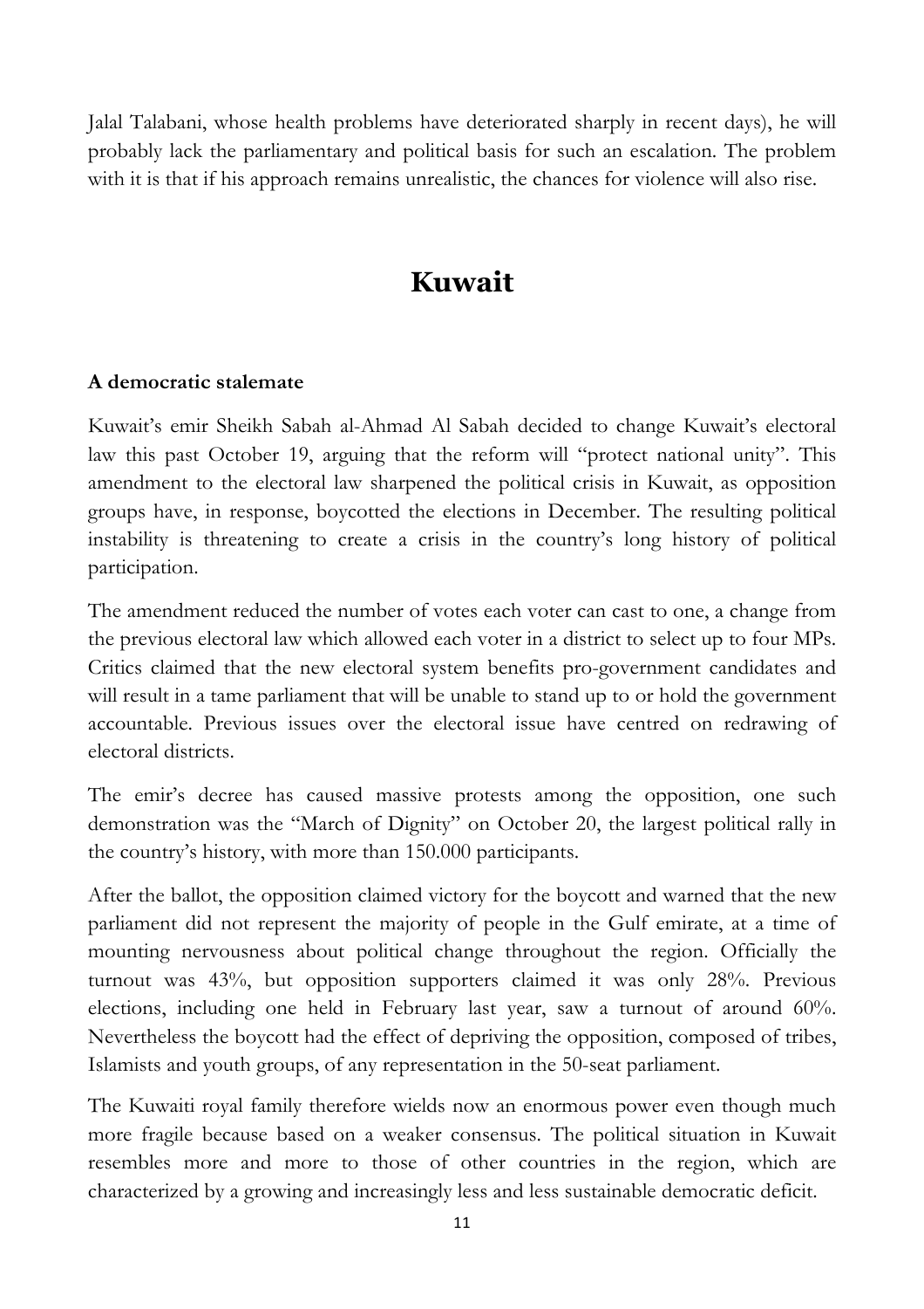Jalal Talabani, whose health problems have deteriorated sharply in recent days), he will probably lack the parliamentary and political basis for such an escalation. The problem with it is that if his approach remains unrealistic, the chances for violence will also rise.

# Kuwait

**A democratic stalemate**

Kuwait's emir Sheikh Sabah al-Ahmad Al Sabah decided to change Kuwait's electoral law this past October 19, arguing that the reform will "protect national unity". This amendment to the electoral law sharpened the political crisis in Kuwait, as opposition groups have, in response, boycotted the elections in December. The resulting political instability is threatening to create a crisis in the country's long history of political participation.

The amendment reduced the number of votes each voter can cast to one, a change from the previous electoral law which allowed each voter in a district to select up to four MPs. Critics claimed that the new electoral system benefits pro-government candidates and will result in a tame parliament that will be unable to stand up to or hold the government accountable. Previous issues over the electoral issue have centred on redrawing of electoral districts.

The emir's decree has caused massive protests among the opposition, one such demonstration was the "March of Dignity" on October 20, the largest political rally in the country's history, with more than 150.000 participants.

After the ballot, the opposition claimed victory for the boycott and warned that the new parliament did not represent the majority of people in the Gulf emirate, at a time of mounting nervousness about political change throughout the region. Officially the turnout was 43%, but opposition supporters claimed it was only 28%. Previous elections, including one held in February last year, saw a turnout of around 60%. Nevertheless the boycott had the effect of depriving the opposition, composed of tribes, Islamists and youth groups, of any representation in the 50-seat parliament.

The Kuwaiti royal family therefore wields now an enormous power even though much more fragile because based on a weaker consensus. The political situation in Kuwait resembles more and more to those of other countries in the region, which are characterized by a growing and increasingly less and less sustainable democratic deficit.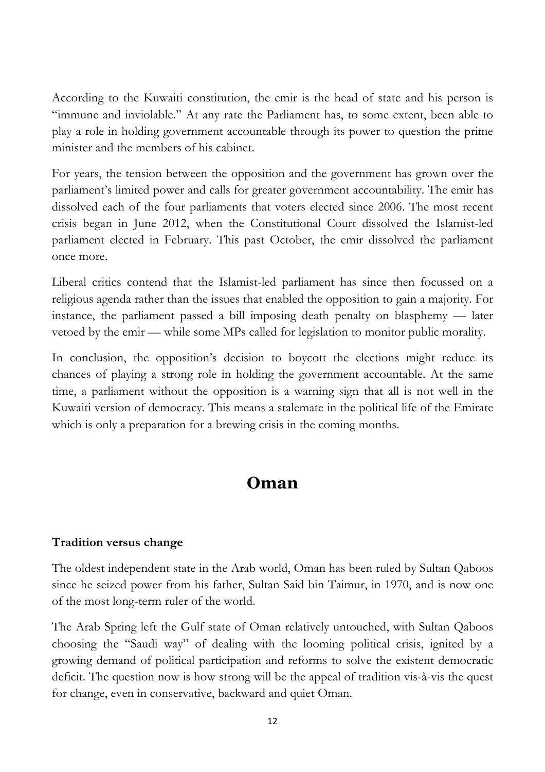According to the Kuwaiti constitution, the emir is the head of state and his person is "immune and inviolable." At any rate the Parliament has, to some extent, been able to play a role in holding government accountable through its power to question the prime minister and the members of his cabinet.

For years, the tension between the opposition and the government has grown over the parliament's limited power and calls for greater government accountability. The emir has dissolved each of the four parliaments that voters elected since 2006. The most recent crisis began in June 2012, when the Constitutional Court dissolved the Islamist-led parliament elected in February. This past October, the emir dissolved the parliament once more.

Liberal critics contend that the Islamist-led parliament has since then focussed on a religious agenda rather than the issues that enabled the opposition to gain a majority. For instance, the parliament passed a bill imposing death penalty on blasphemy — later vetoed by the emir — while some MPs called for legislation to monitor public morality.

In conclusion, the opposition's decision to boycott the elections might reduce its chances of playing a strong role in holding the government accountable. At the same time, a parliament without the opposition is a warning sign that all is not well in the Kuwaiti version of democracy. This means a stalemate in the political life of the Emirate which is only a preparation for a brewing crisis in the coming months.

# Oman

**Tradition versus change**

The oldest independent state in the Arab world, Oman has been ruled by Sultan Qaboos since he seized power from his father, Sultan Said bin Taimur, in 1970, and is now one of the most long-term ruler of the world.

The Arab Spring left the Gulf state of Oman relatively untouched, with Sultan Qaboos choosing the "Saudi way" of dealing with the looming political crisis, ignited by a growing demand of political participation and reforms to solve the existent democratic deficit. The question now is how strong will be the appeal of tradition vis-à-vis the quest for change, even in conservative, backward and quiet Oman.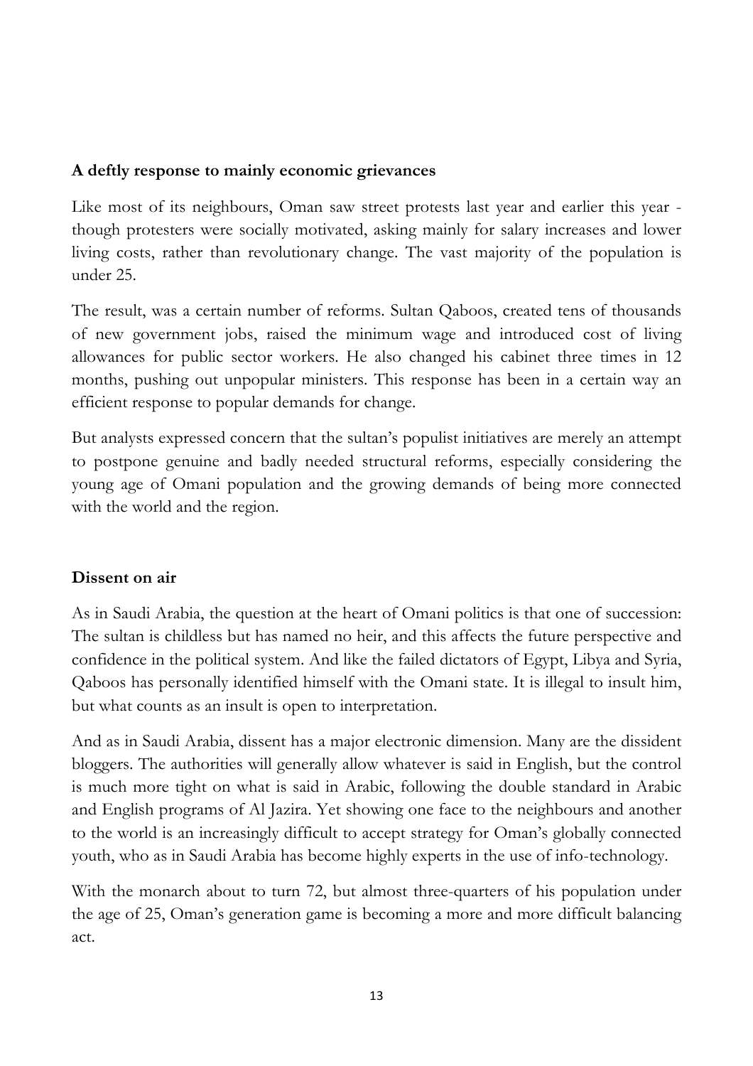**A deftly response to mainly economic grievances**

Like most of its neighbours, Oman saw street protests last year and earlier this year - though protesters were socially motivated, asking mainly for salary increases and lower living costs, rather than revolutionary change. The vast majority of the population is under 25.

The result, was a certain number of reforms. Sultan Qaboos, created tens of thousands of new government jobs, raised the minimum wage and introduced cost of living allowances for public sector workers. He also changed his cabinet three times in 12 months, pushing out unpopular ministers. This response has been in a certain way an efficient response to popular demands for change.

But analysts expressed concern that the sultan's populist initiatives are merely an attempt to postpone genuine and badly needed structural reforms, especially considering the young age of Omani population and the growing demands of being more connected with the world and the region.

**Dissent on air**

As in Saudi Arabia, the question at the heart of Omani politics is that one of succession: The sultan is childless but has named no heir, and this affects the future perspective and confidence in the political system. And like the failed dictators of Egypt, Libya and Syria, Qaboos has personally identified himself with the Omani state. It is illegal to insult him, but what counts as an insult is open to interpretation.

And as in Saudi Arabia, dissent has a major electronic dimension. Many are the dissident bloggers. The authorities will generally allow whatever is said in English, but the control is much more tight on what is said in Arabic, following the double standard in Arabic and English programs of Al Jazira. Yet showing one face to the neighbours and another to the world is an increasingly difficult to accept strategy for Oman's globally connected youth, who as in Saudi Arabia has become highly experts in the use of info-technology.

With the monarch about to turn 72, but almost three-quarters of his population under the age of 25, Oman's generation game is becoming a more and more difficult balancing act.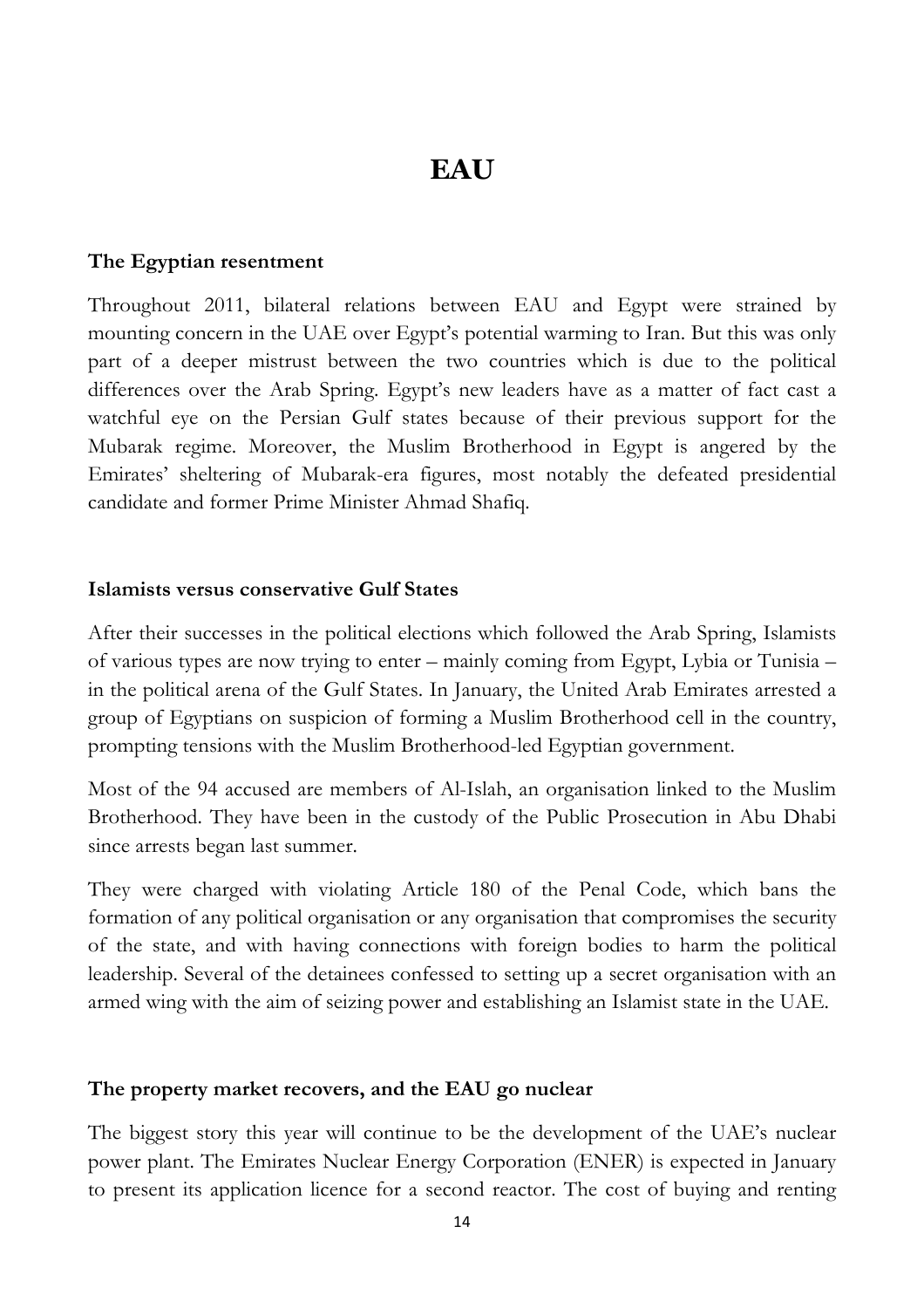# EAU

### The Egyptian resentment

Throughout 2011, bilateral relations between EAU and Egypt were strained by mounting concern in the UAE over Egypt's potential warming to Iran. But this was only part of a deeper mistrust between the two countries which is due to the political differences over the Arab Spring. Egypt's new leaders have as a matter of fact cast a watchful eye on the Persian Gulf states because of their previous support for the Mubarak regime. Moreover, the Muslim Brotherhood in Egypt is angered by the Emirates' sheltering of Mubarak-era figures, most notably the defeated presidential candidate and former Prime Minister Ahmad Shafiq.

### Islamists versus conservative Gulf States

After their successes in the political elections which followed the Arab Spring, Islamists of various types are now trying to enter – mainly coming from Egypt, Lybia or Tunisia – in the political arena of the Gulf States. In January, the United Arab Emirates arrested a group of Egyptians on suspicion of forming a Muslim Brotherhood cell in the country, prompting tensions with the Muslim Brotherhood-led Egyptian government.

Most of the 94 accused are members of Al-Islah, an organisation linked to the Muslim Brotherhood. They have been in the custody of the Public Prosecution in Abu Dhabi since arrests began last summer.

They were charged with violating Article 180 of the Penal Code, which bans the formation of any political organisation or any organisation that compromises the security of the state, and with having connections with foreign bodies to harm the political leadership. Several of the detainees confessed to setting up a secret organisation with an armed wing with the aim of seizing power and establishing an Islamist state in the UAE.

### The property market recovers, and the EAU go nuclear

The biggest story this year will continue to be the development of the UAE's nuclear power plant. The Emirates Nuclear Energy Corporation (ENER) is expected in January to present its application licence for a second reactor. The cost of buying and renting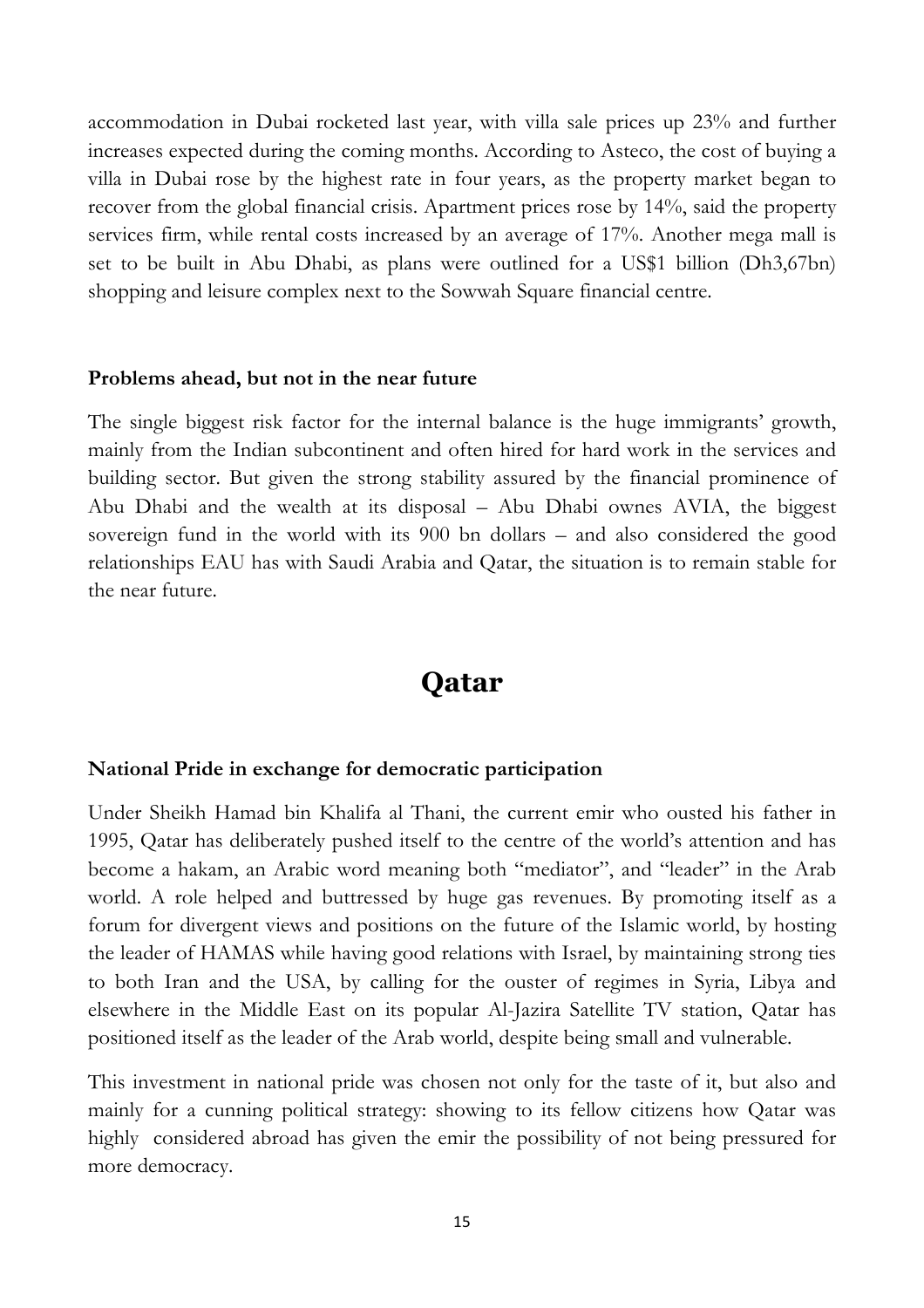accommodation in Dubai rocketed last year, with villa sale prices up 23% and further increases expected during the coming months. According to Asteco, the cost of buying a villa in Dubai rose by the highest rate in four years, as the property market began to recover from the global financial crisis. Apartment prices rose by 14%, said the property services firm, while rental costs increased by an average of 17%. Another mega mall is set to be built in Abu Dhabi, as plans were outlined for a US$1 billion (Dh3,67bn) shopping and leisure complex next to the Sowwah Square financial centre.

### Problems ahead, but not in the near future

The single biggest risk factor for the internal balance is the huge immigrants' growth, mainly from the Indian subcontinent and often hired for hard work in the services and building sector. But given the strong stability assured by the financial prominence of Abu Dhabi and the wealth at its disposal – Abu Dhabi ownes AVIA, the biggest sovereign fund in the world with its 900 bn dollars – and also considered the good relationships EAU has with Saudi Arabia and Qatar, the situation is to remain stable for the near future.

## Qatar

### National Pride in exchange for democratic participation

Under Sheikh Hamad bin Khalifa al Thani, the current emir who ousted his father in 1995, Qatar has deliberately pushed itself to the centre of the world's attention and has become a hakam, an Arabic word meaning both "mediator", and "leader" in the Arab world. A role helped and buttressed by huge gas revenues. By promoting itself as a forum for divergent views and positions on the future of the Islamic world, by hosting the leader of HAMAS while having good relations with Israel, by maintaining strong ties to both Iran and the USA, by calling for the ouster of regimes in Syria, Libya and elsewhere in the Middle East on its popular Al-Jazira Satellite TV station, Qatar has positioned itself as the leader of the Arab world, despite being small and vulnerable.

This investment in national pride was chosen not only for the taste of it, but also and mainly for a cunning political strategy: showing to its fellow citizens how Qatar was highly considered abroad has given the emir the possibility of not being pressured for more democracy.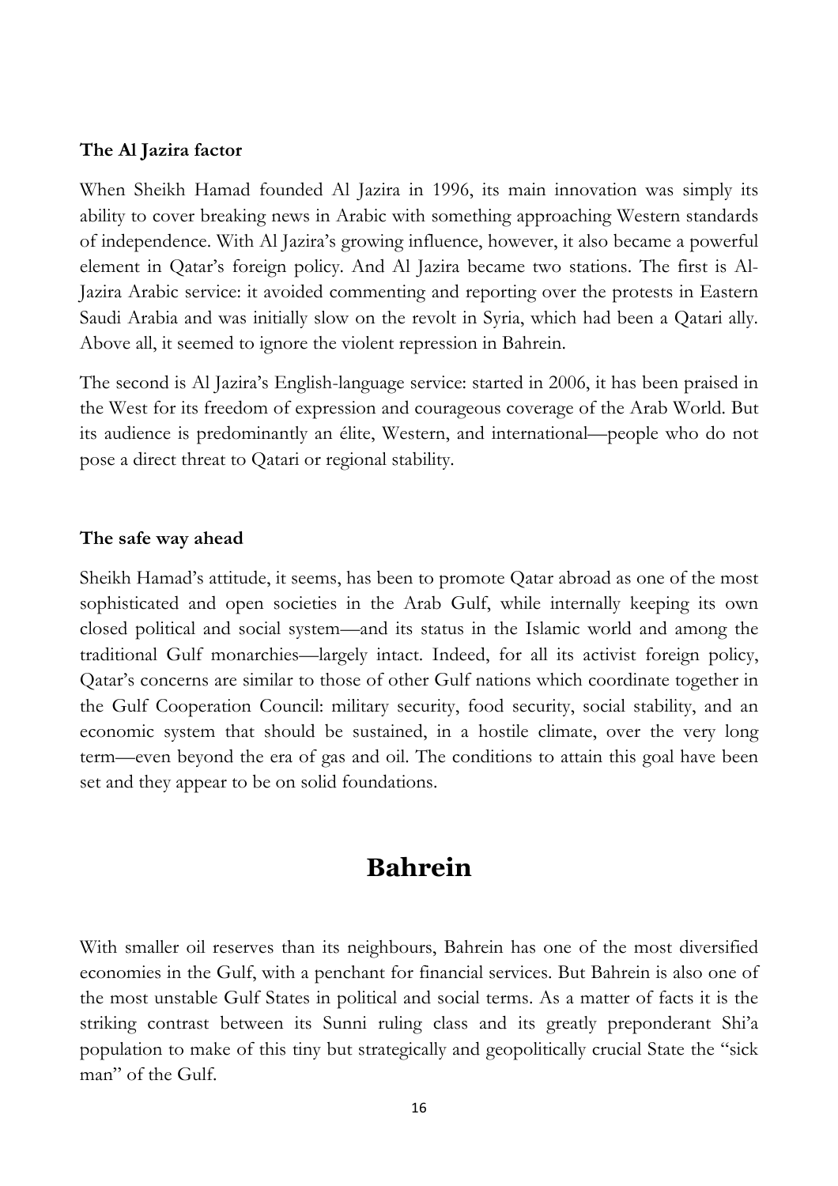### The Al Jazira factor

When Sheikh Hamad founded Al Jazira in 1996, its main innovation was simply its ability to cover breaking news in Arabic with something approaching Western standards of independence. With Al Jazira's growing influence, however, it also became a powerful element in Qatar's foreign policy. And Al Jazira became two stations. The first is Al-Jazira Arabic service: it avoided commenting and reporting over the protests in Eastern Saudi Arabia and was initially slow on the revolt in Syria, which had been a Qatari ally. Above all, it seemed to ignore the violent repression in Bahrein.

The second is Al Jazira's English-language service: started in 2006, it has been praised in the West for its freedom of expression and courageous coverage of the Arab World. But its audience is predominantly an élite, Western, and international—people who do not pose a direct threat to Qatari or regional stability.

### The safe way ahead

Sheikh Hamad's attitude, it seems, has been to promote Qatar abroad as one of the most sophisticated and open societies in the Arab Gulf, while internally keeping its own closed political and social system—and its status in the Islamic world and among the traditional Gulf monarchies—largely intact. Indeed, for all its activist foreign policy, Qatar's concerns are similar to those of other Gulf nations which coordinate together in the Gulf Cooperation Council: military security, food security, social stability, and an economic system that should be sustained, in a hostile climate, over the very long term—even beyond the era of gas and oil. The conditions to attain this goal have been set and they appear to be on solid foundations.

## Bahrein

With smaller oil reserves than its neighbours, Bahrein has one of the most diversified economies in the Gulf, with a penchant for financial services. But Bahrein is also one of the most unstable Gulf States in political and social terms. As a matter of facts it is the striking contrast between its Sunni ruling class and its greatly preponderant Shi'a population to make of this tiny but strategically and geopolitically crucial State the "sick man" of the Gulf.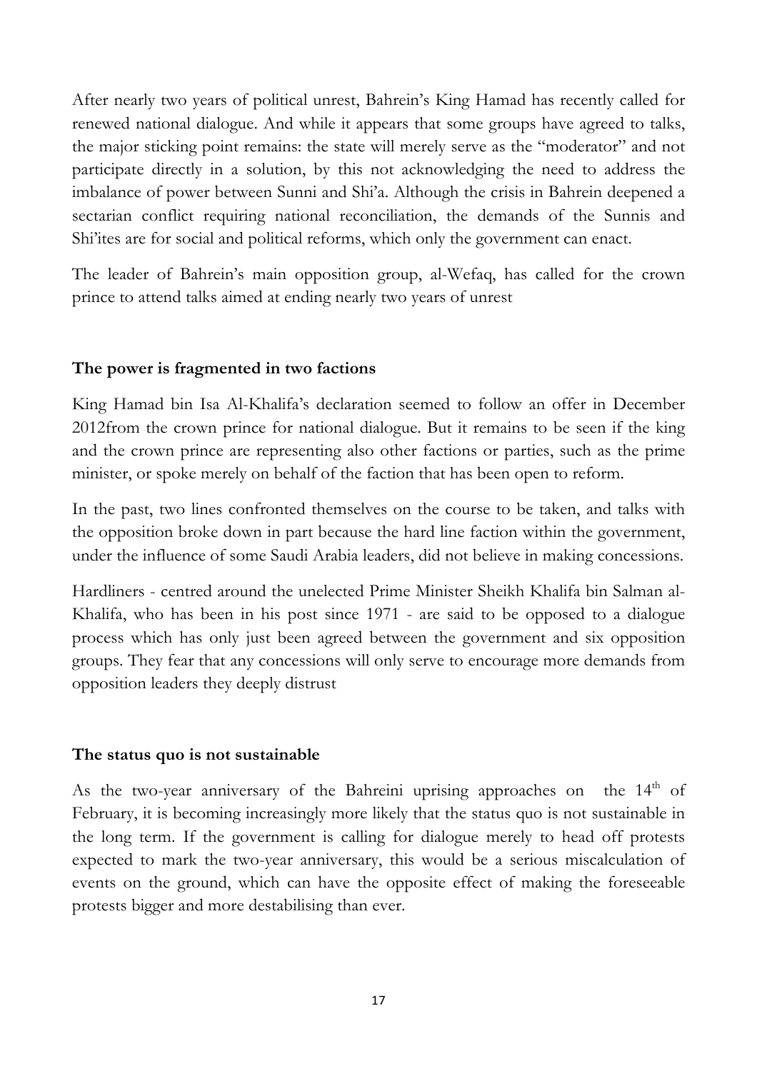After nearly two years of political unrest, Bahrein's King Hamad has recently called for renewed national dialogue. And while it appears that some groups have agreed to talks, the major sticking point remains: the state will merely serve as the "moderator" and not participate directly in a solution, by this not acknowledging the need to address the imbalance of power between Sunni and Shi'a. Although the crisis in Bahrein deepened a sectarian conflict requiring national reconciliation, the demands of the Sunnis and Shi'ites are for social and political reforms, which only the government can enact.

The leader of Bahrein's main opposition group, al-Wefaq, has called for the crown prince to attend talks aimed at ending nearly two years of unrest

**The power is fragmented in two factions**

King Hamad bin Isa Al-Khalifa's declaration seemed to follow an offer in December 2012from the crown prince for national dialogue. But it remains to be seen if the king and the crown prince are representing also other factions or parties, such as the prime minister, or spoke merely on behalf of the faction that has been open to reform.

In the past, two lines confronted themselves on the course to be taken, and talks with the opposition broke down in part because the hard line faction within the government, under the influence of some Saudi Arabia leaders, did not believe in making concessions.

Hardliners - centred around the unelected Prime Minister Sheikh Khalifa bin Salman al-Khalifa, who has been in his post since 1971 - are said to be opposed to a dialogue process which has only just been agreed between the government and six opposition groups. They fear that any concessions will only serve to encourage more demands from opposition leaders they deeply distrust

**The status quo is not sustainable**

As the two-year anniversary of the Bahreini uprising approaches on the 14th of February, it is becoming increasingly more likely that the status quo is not sustainable in the long term. If the government is calling for dialogue merely to head off protests expected to mark the two-year anniversary, this would be a serious miscalculation of events on the ground, which can have the opposite effect of making the foreseeable protests bigger and more destabilising than ever.